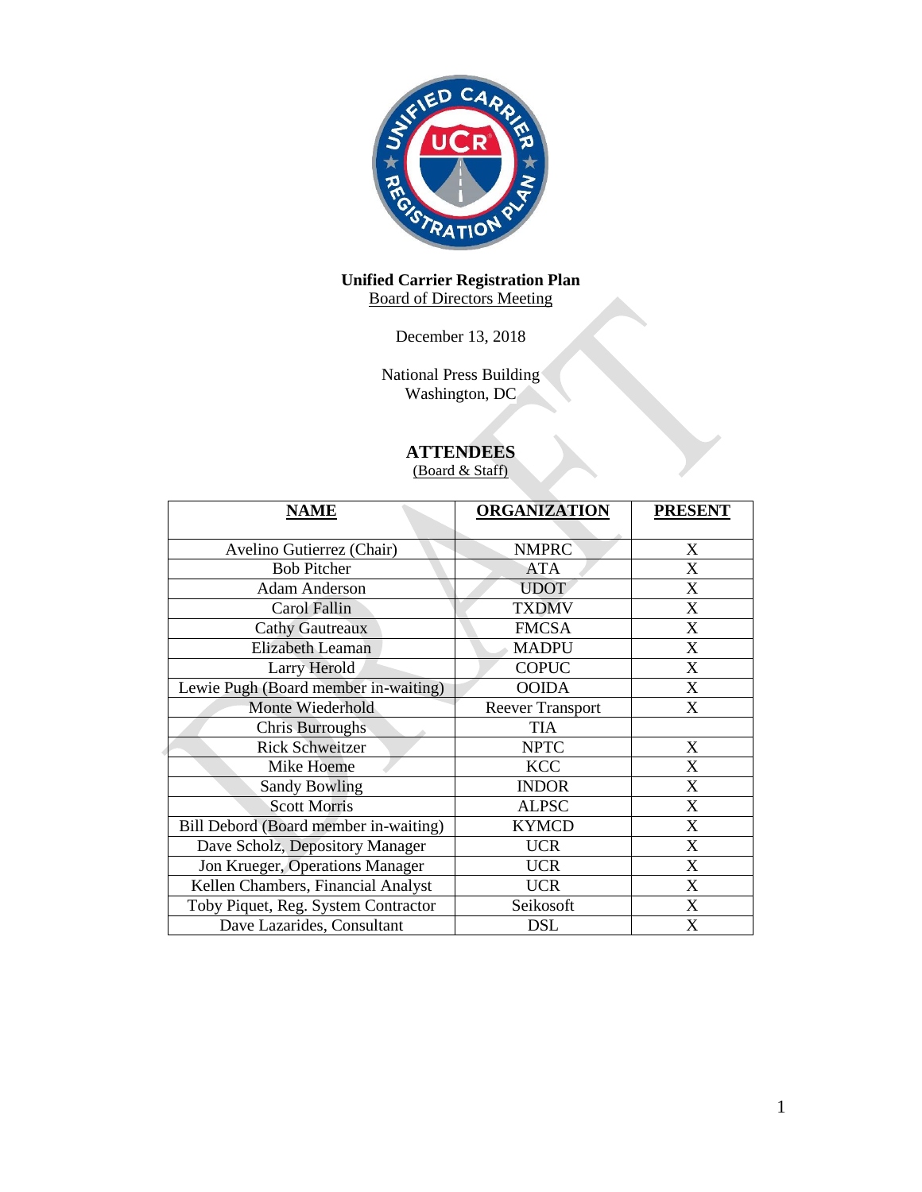**Unified Carrier Registration Plan**
Board of Directors Meeting

December 13, 2018

National Press Building
Washington, DC

## ATTENDEES

(Board & Staff)

| NAME | ORGANIZATION | PRESENT |
|---|---|---|
| Avelino Gutierrez (Chair) | NMPRC | X |
| Bob Pitcher | ATA | X |
| Adam Anderson | UDOT | X |
| Carol Fallin | TXDMV | X |
| Cathy Gautreaux | FMCSA | X |
| Elizabeth Leaman | MADPU | X |
| Larry Herold | COPUC | X |
| Lewie Pugh (Board member in-waiting) | OOIDA | X |
| Monte Wiederhold | Reever Transport | X |
| Chris Burroughs | TIA | |
| Rick Schweitzer | NPTC | X |
| Mike Hoeme | KCC | X |
| Sandy Bowling | INDOR | X |
| Scott Morris | ALPSC | X |
| Bill Debord (Board member in-waiting) | KYMCD | X |
| Dave Scholz, Depository Manager | UCR | X |
| Jon Krueger, Operations Manager | UCR | X |
| Kellen Chambers, Financial Analyst | UCR | X |
| Toby Piquet, Reg. System Contractor | Seikosoft | X |
| Dave Lazarides, Consultant | DSL | X |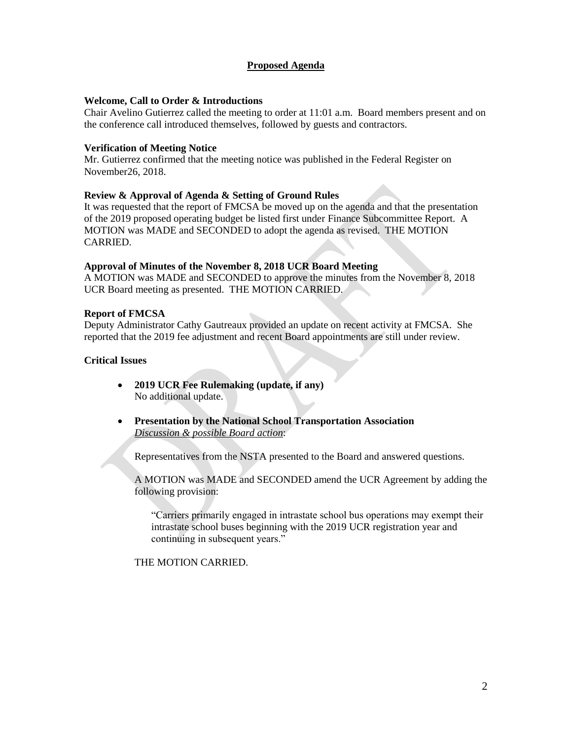## Proposed Agenda

**Welcome, Call to Order & Introductions**

Chair Avelino Gutierrez called the meeting to order at 11:01 a.m. Board members present and on the conference call introduced themselves, followed by guests and contractors.

**Verification of Meeting Notice**

Mr. Gutierrez confirmed that the meeting notice was published in the Federal Register on November26, 2018.

**Review & Approval of Agenda & Setting of Ground Rules**

It was requested that the report of FMCSA be moved up on the agenda and that the presentation of the 2019 proposed operating budget be listed first under Finance Subcommittee Report. A MOTION was MADE and SECONDED to adopt the agenda as revised. THE MOTION CARRIED.

**Approval of Minutes of the November 8, 2018 UCR Board Meeting**

A MOTION was MADE and SECONDED to approve the minutes from the November 8, 2018 UCR Board meeting as presented. THE MOTION CARRIED.

**Report of FMCSA**

Deputy Administrator Cathy Gautreaux provided an update on recent activity at FMCSA. She reported that the 2019 fee adjustment and recent Board appointments are still under review.

**Critical Issues**

- **2019 UCR Fee Rulemaking (update, if any)**
  No additional update.

- **Presentation by the National School Transportation Association**
  *Discussion & possible Board action*:

  Representatives from the NSTA presented to the Board and answered questions.

  A MOTION was MADE and SECONDED amend the UCR Agreement by adding the following provision:

  > "Carriers primarily engaged in intrastate school bus operations may exempt their intrastate school buses beginning with the 2019 UCR registration year and continuing in subsequent years."

  THE MOTION CARRIED.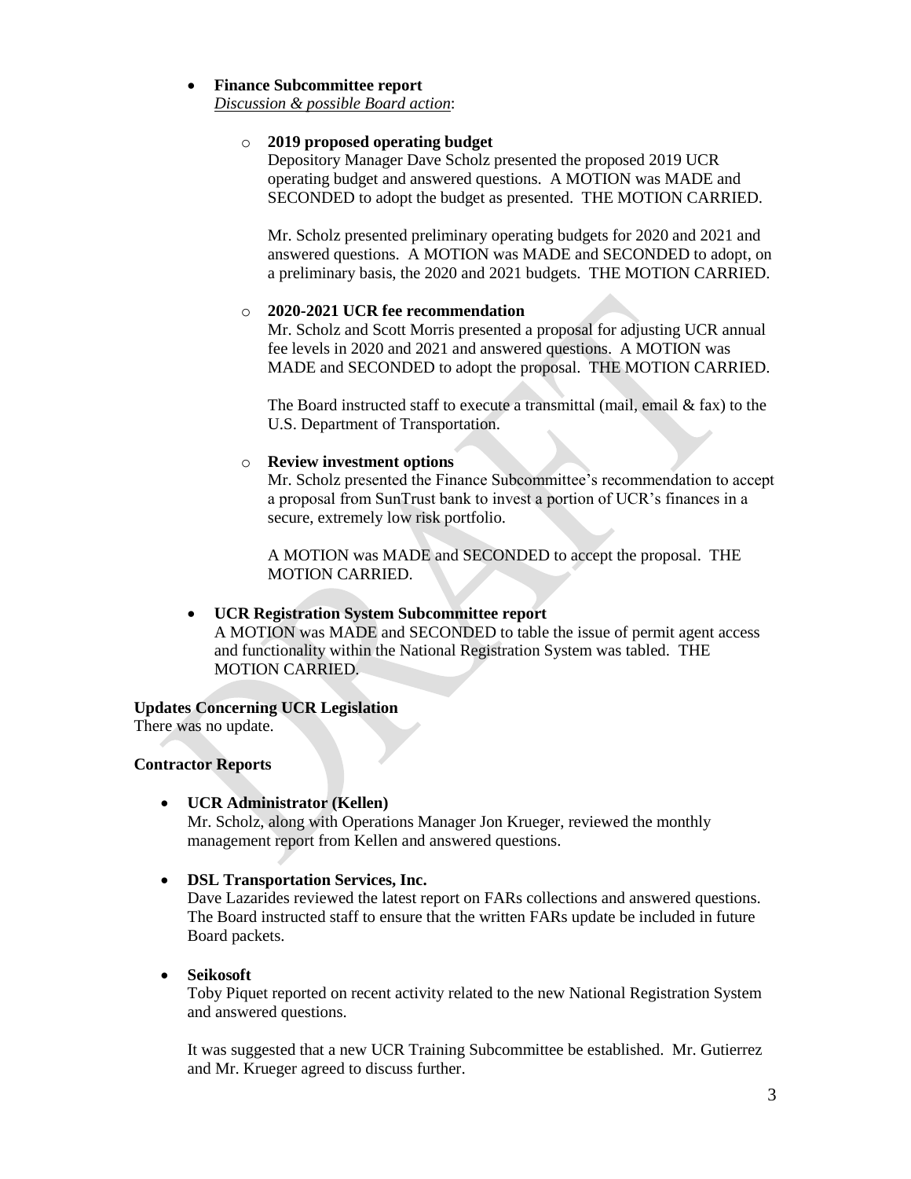- **Finance Subcommittee report**
  *Discussion & possible Board action*:

  - **2019 proposed operating budget**
    Depository Manager Dave Scholz presented the proposed 2019 UCR operating budget and answered questions. A MOTION was MADE and SECONDED to adopt the budget as presented. THE MOTION CARRIED.

    Mr. Scholz presented preliminary operating budgets for 2020 and 2021 and answered questions. A MOTION was MADE and SECONDED to adopt, on a preliminary basis, the 2020 and 2021 budgets. THE MOTION CARRIED.

  - **2020-2021 UCR fee recommendation**
    Mr. Scholz and Scott Morris presented a proposal for adjusting UCR annual fee levels in 2020 and 2021 and answered questions. A MOTION was MADE and SECONDED to adopt the proposal. THE MOTION CARRIED.

    The Board instructed staff to execute a transmittal (mail, email & fax) to the U.S. Department of Transportation.

  - **Review investment options**
    Mr. Scholz presented the Finance Subcommittee's recommendation to accept a proposal from SunTrust bank to invest a portion of UCR's finances in a secure, extremely low risk portfolio.

    A MOTION was MADE and SECONDED to accept the proposal. THE MOTION CARRIED.

- **UCR Registration System Subcommittee report**
  A MOTION was MADE and SECONDED to table the issue of permit agent access and functionality within the National Registration System was tabled. THE MOTION CARRIED.

**Updates Concerning UCR Legislation**
There was no update.

**Contractor Reports**

- **UCR Administrator (Kellen)**
  Mr. Scholz, along with Operations Manager Jon Krueger, reviewed the monthly management report from Kellen and answered questions.

- **DSL Transportation Services, Inc.**
  Dave Lazarides reviewed the latest report on FARs collections and answered questions. The Board instructed staff to ensure that the written FARs update be included in future Board packets.

- **Seikosoft**
  Toby Piquet reported on recent activity related to the new National Registration System and answered questions.

  It was suggested that a new UCR Training Subcommittee be established. Mr. Gutierrez and Mr. Krueger agreed to discuss further.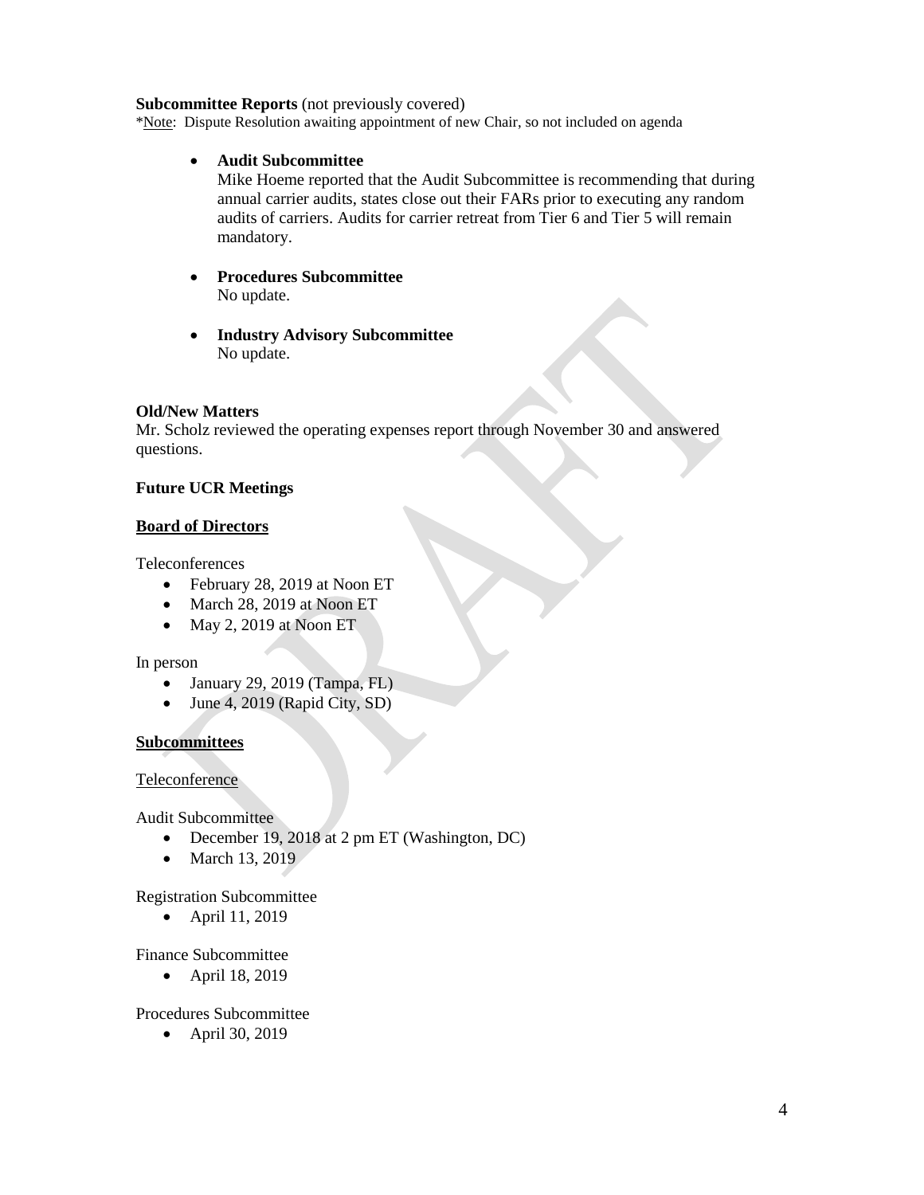**Subcommittee Reports** (not previously covered)

*Note: Dispute Resolution awaiting appointment of new Chair, so not included on agenda

- **Audit Subcommittee**
  Mike Hoeme reported that the Audit Subcommittee is recommending that during annual carrier audits, states close out their FARs prior to executing any random audits of carriers. Audits for carrier retreat from Tier 6 and Tier 5 will remain mandatory.

- **Procedures Subcommittee**
  No update.

- **Industry Advisory Subcommittee**
  No update.

**Old/New Matters**

Mr. Scholz reviewed the operating expenses report through November 30 and answered questions.

**Future UCR Meetings**

**Board of Directors**

Teleconferences

- February 28, 2019 at Noon ET
- March 28, 2019 at Noon ET
- May 2, 2019 at Noon ET

In person

- January 29, 2019 (Tampa, FL)
- June 4, 2019 (Rapid City, SD)

**Subcommittees**

Teleconference

Audit Subcommittee

- December 19, 2018 at 2 pm ET (Washington, DC)
- March 13, 2019

Registration Subcommittee

- April 11, 2019

Finance Subcommittee

- April 18, 2019

Procedures Subcommittee

- April 30, 2019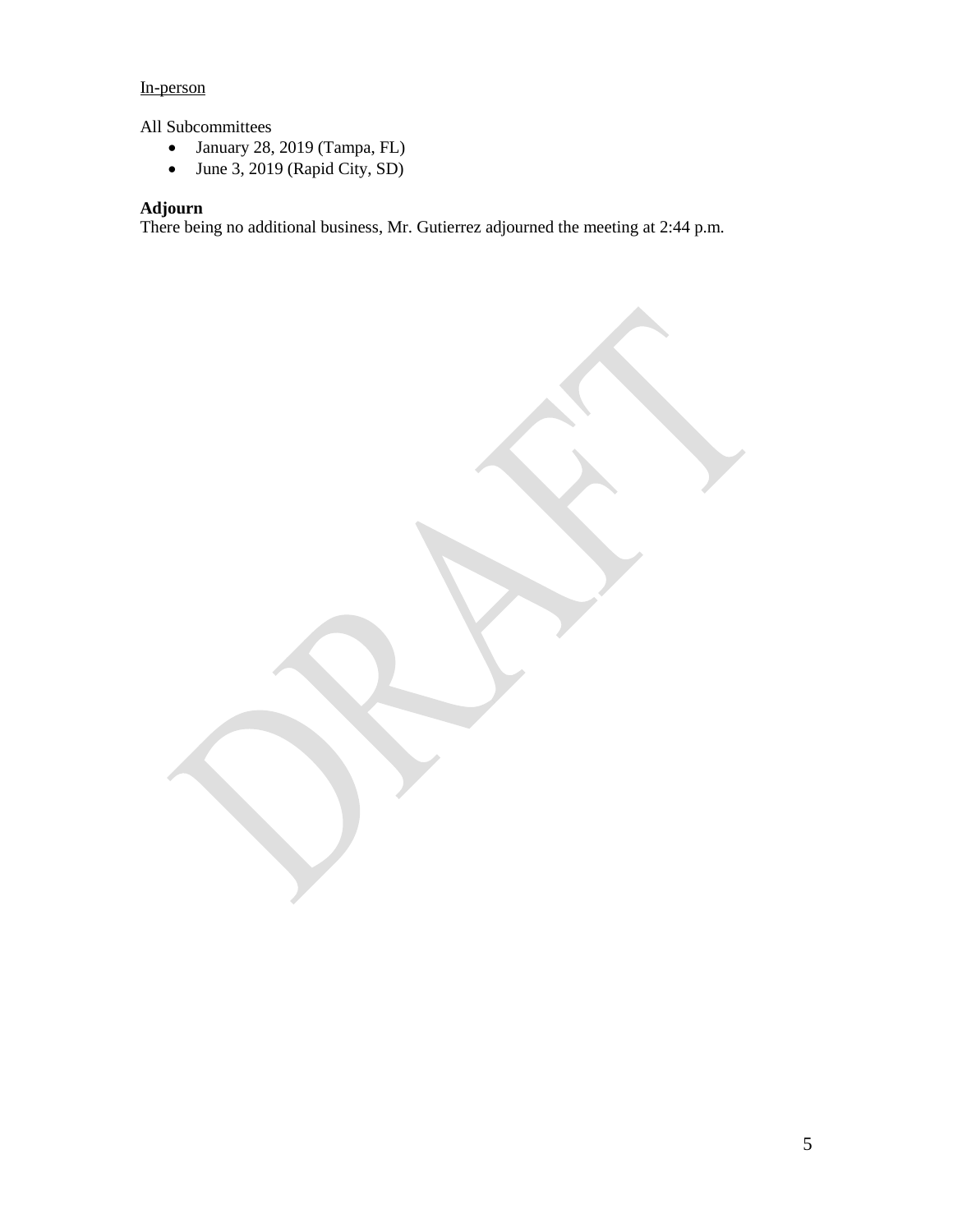In-person

All Subcommittees
- January 28, 2019 (Tampa, FL)
- June 3, 2019 (Rapid City, SD)

**Adjourn**
There being no additional business, Mr. Gutierrez adjourned the meeting at 2:44 p.m.